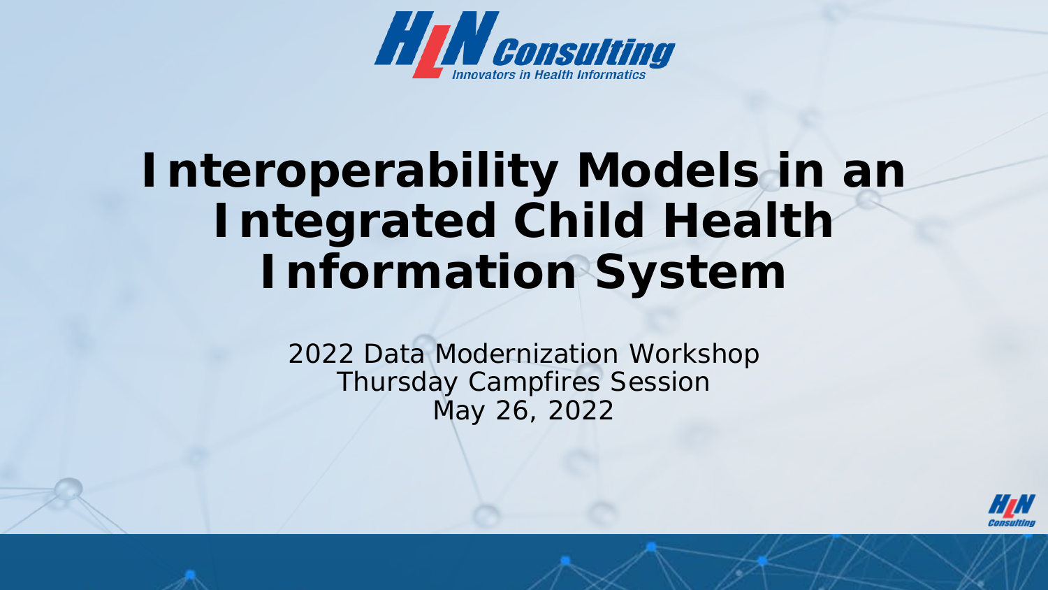HLN Consulting
Innovators in Health Informatics

# Interoperability Models in an Integrated Child Health Information System

2022 Data Modernization Workshop
Thursday Campfires Session
May 26, 2022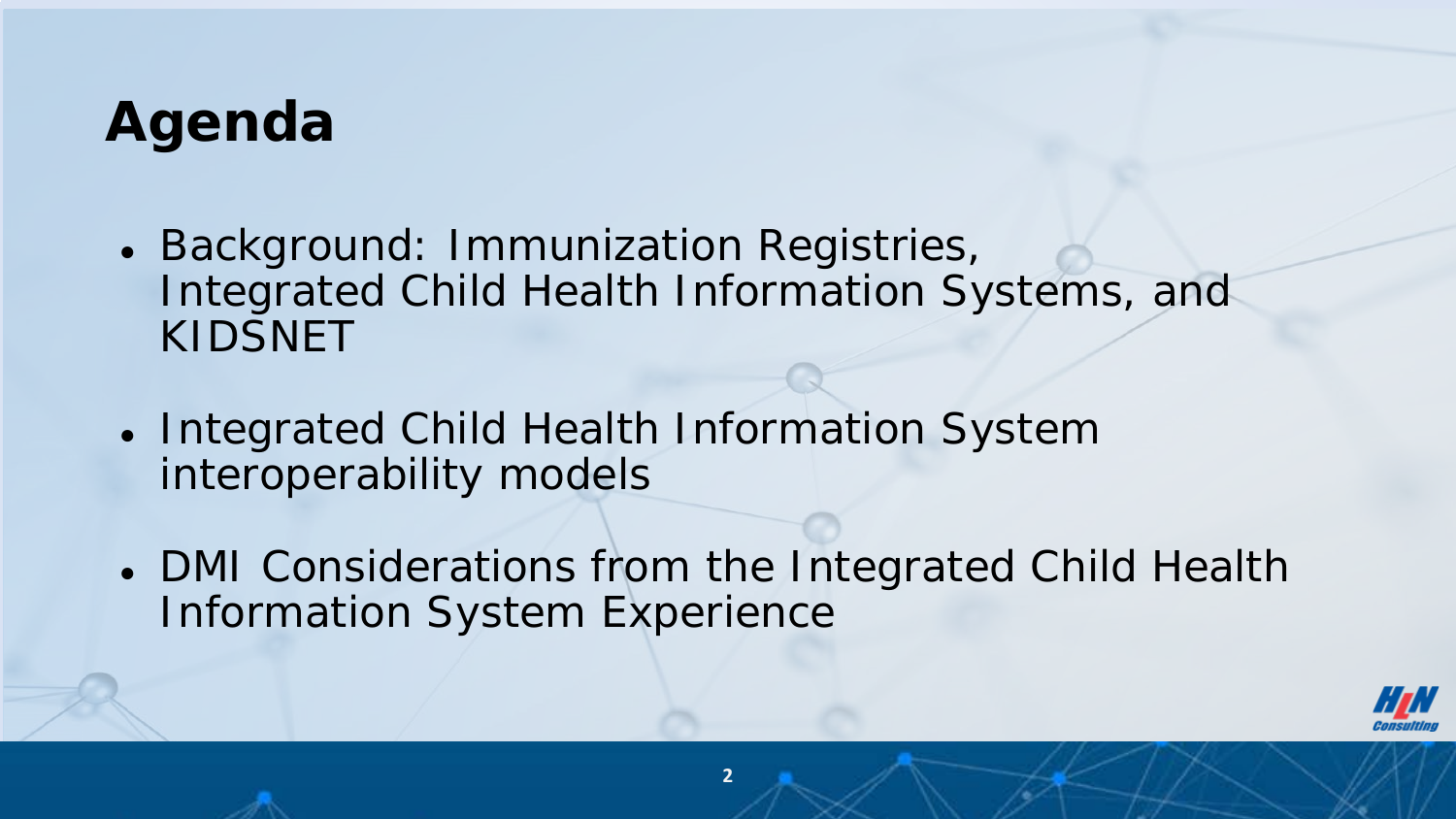# Agenda

- Background: Immunization Registries, Integrated Child Health Information Systems, and KIDSNET
- Integrated Child Health Information System interoperability models
- DMI Considerations from the Integrated Child Health Information System Experience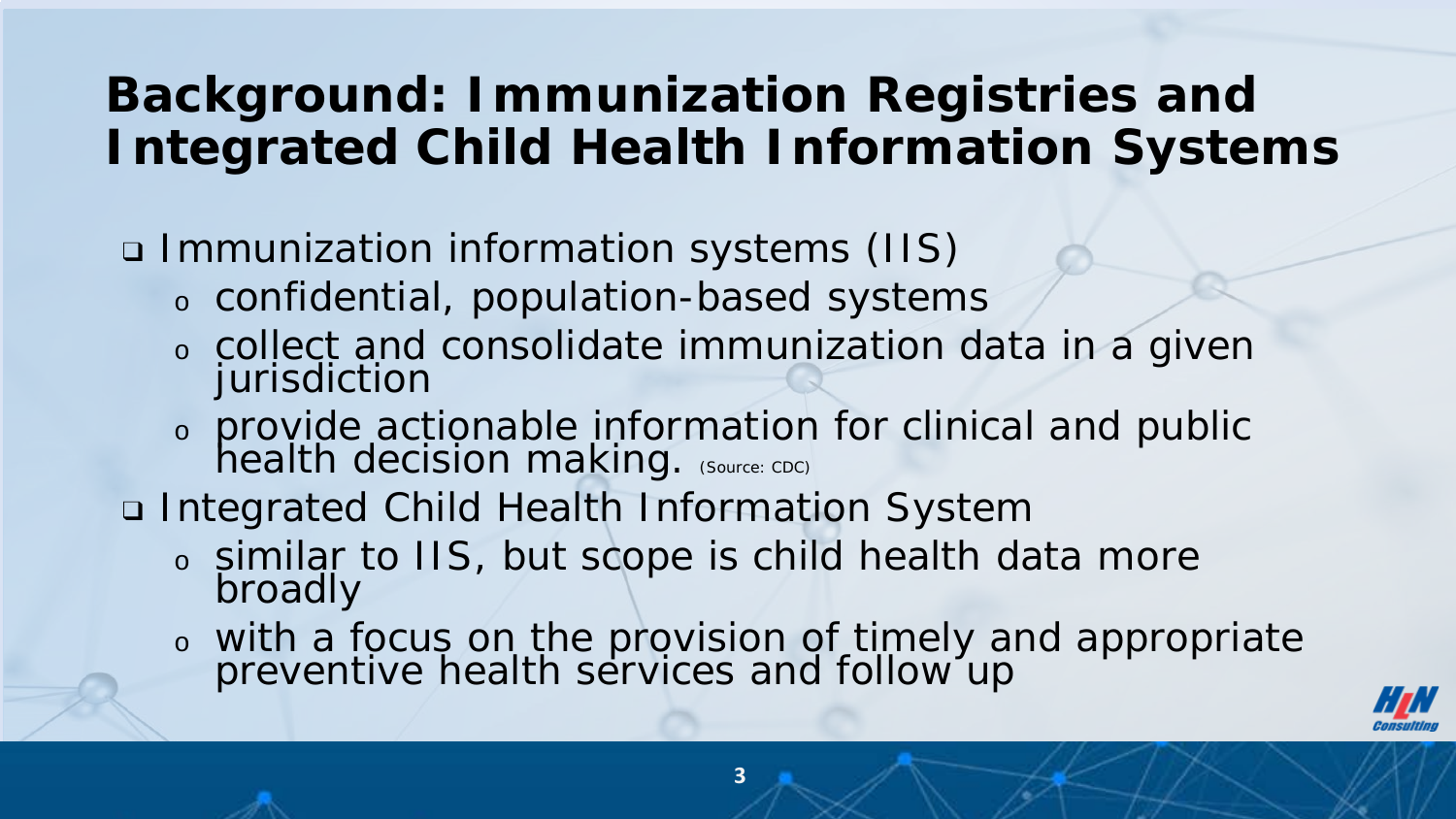# Background: Immunization Registries and Integrated Child Health Information Systems

- Immunization information systems (IIS)
  - confidential, population-based systems
  - collect and consolidate immunization data in a given jurisdiction
  - provide actionable information for clinical and public health decision making. (Source: CDC)
- Integrated Child Health Information System
  - similar to IIS, but scope is child health data more broadly
  - with a focus on the provision of timely and appropriate preventive health services and follow up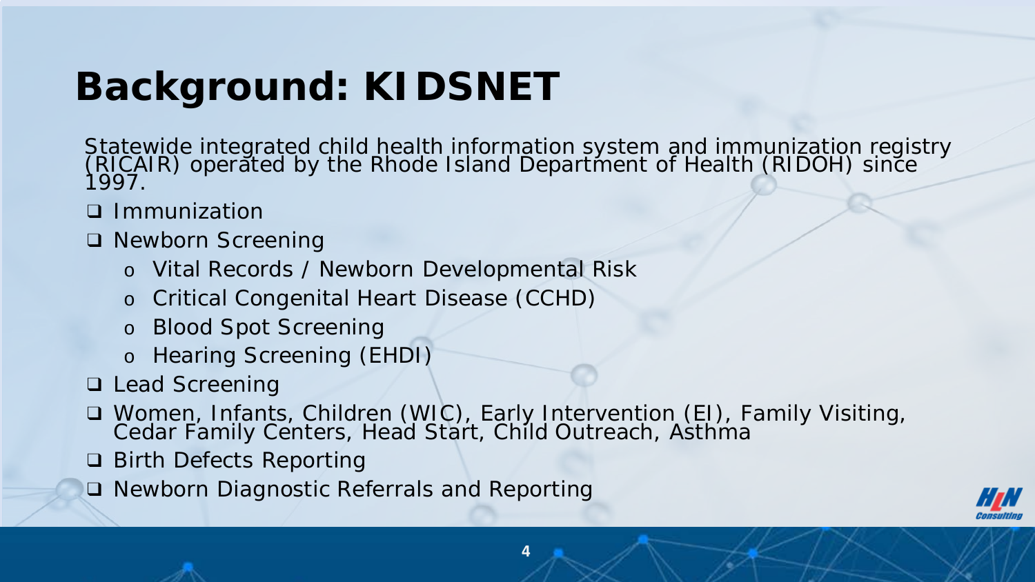# Background: KIDSNET

Statewide integrated child health information system and immunization registry (RICAIR) operated by the Rhode Island Department of Health (RIDOH) since 1997.

- Immunization
- Newborn Screening
  - Vital Records / Newborn Developmental Risk
  - Critical Congenital Heart Disease (CCHD)
  - Blood Spot Screening
  - Hearing Screening (EHDI)
- Lead Screening
- Women, Infants, Children (WIC), Early Intervention (EI), Family Visiting, Cedar Family Centers, Head Start, Child Outreach, Asthma
- Birth Defects Reporting
- Newborn Diagnostic Referrals and Reporting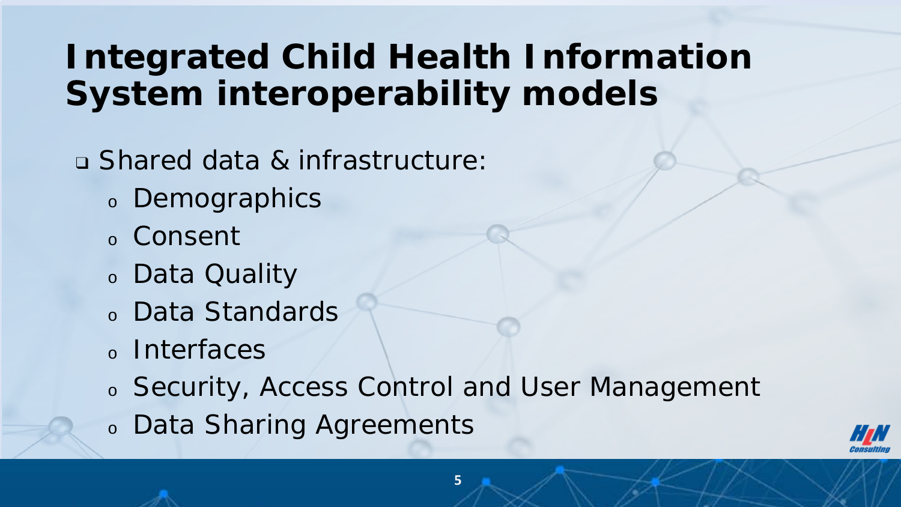# Integrated Child Health Information System interoperability models

- Shared data & infrastructure:
  - Demographics
  - Consent
  - Data Quality
  - Data Standards
  - Interfaces
  - Security, Access Control and User Management
  - Data Sharing Agreements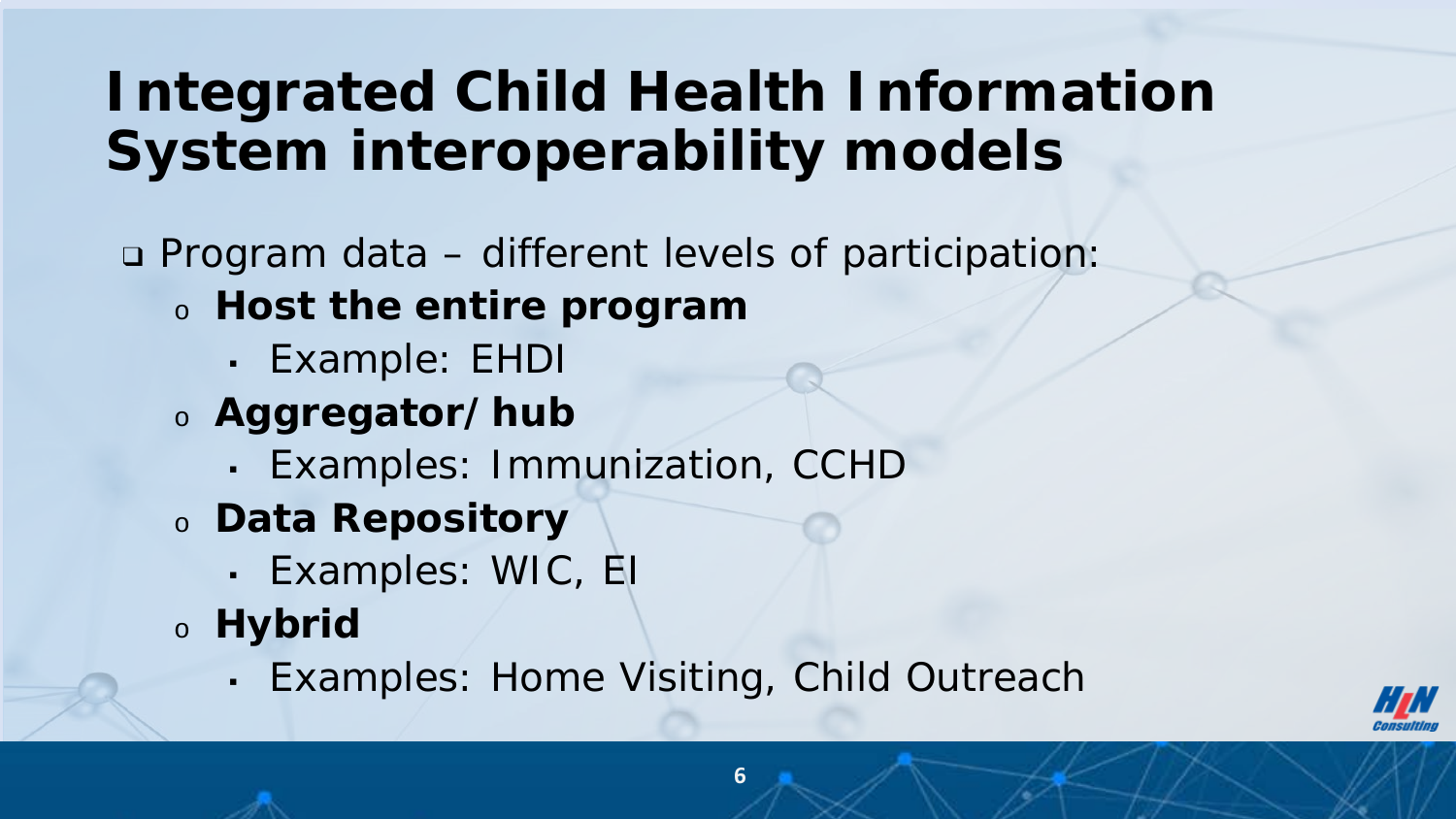# Integrated Child Health Information System interoperability models

- Program data – different levels of participation:
  - **Host the entire program**
    - Example: EHDI
  - **Aggregator/hub**
    - Examples: Immunization, CCHD
  - **Data Repository**
    - Examples: WIC, EI
  - **Hybrid**
    - Examples: Home Visiting, Child Outreach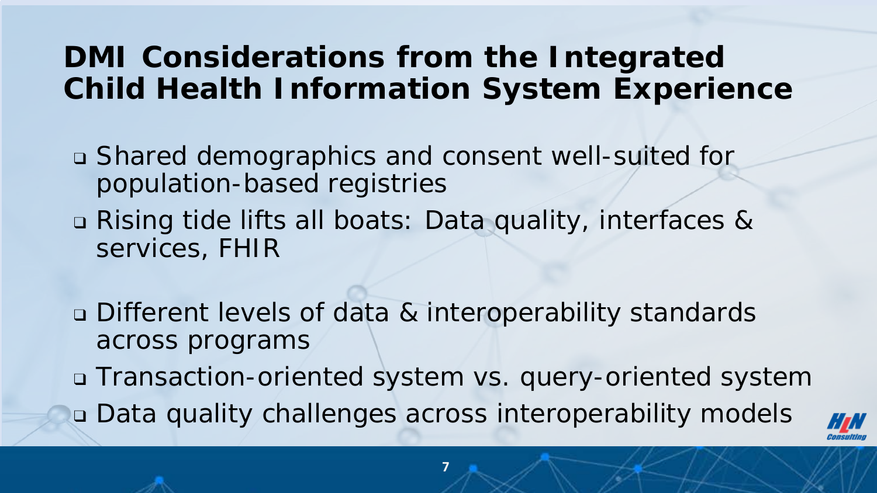# DMI Considerations from the Integrated Child Health Information System Experience

- Shared demographics and consent well-suited for population-based registries
- Rising tide lifts all boats: Data quality, interfaces & services, FHIR
- Different levels of data & interoperability standards across programs
- Transaction-oriented system vs. query-oriented system
- Data quality challenges across interoperability models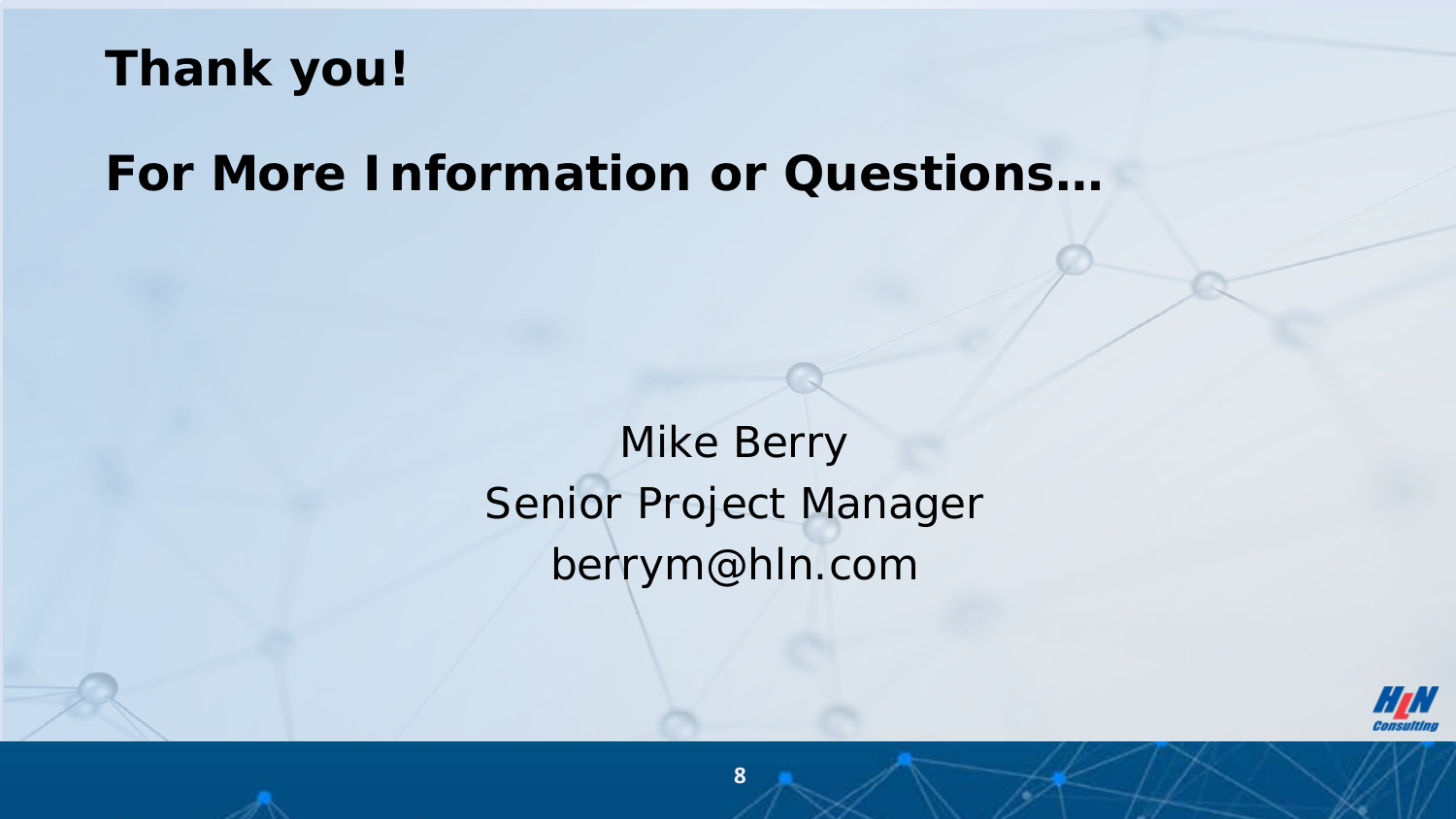# Thank you!

# For More Information or Questions…

Mike Berry
Senior Project Manager
berrym@hln.com